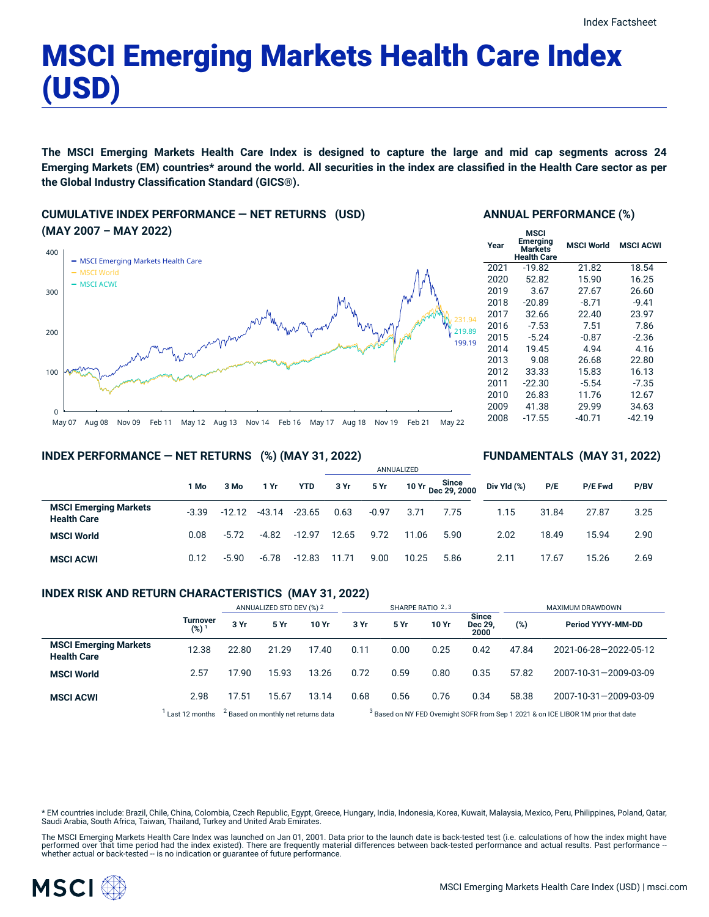# MSCI Emerging Markets Health Care Index (USD)

**The MSCI Emerging Markets Health Care Index is designed to capture the large and mid cap segments across 24 Emerging Markets (EM) countries* around the world. All securities in the index are classified in the Health Care sector as per the Global Industry Classification Standard (GICS®).**

## CUMULATIVE INDEX PERFORMANCE — NET RETURNS (USD) (MAY 2007 – MAY 2022)

- MSCI Emerging Markets Health Care: 199.19
- MSCI World: 231.94
- MSCI ACWI: 219.89

## ANNUAL PERFORMANCE (%)

| Year | MSCI Emerging Markets Health Care | MSCI World | MSCI ACWI |
|---|---|---|---|
| 2021 | -19.82 | 21.82 | 18.54 |
| 2020 | 52.82 | 15.90 | 16.25 |
| 2019 | 3.67 | 27.67 | 26.60 |
| 2018 | -20.89 | -8.71 | -9.41 |
| 2017 | 32.66 | 22.40 | 23.97 |
| 2016 | -7.53 | 7.51 | 7.86 |
| 2015 | -5.24 | -0.87 | -2.36 |
| 2014 | 19.45 | 4.94 | 4.16 |
| 2013 | 9.08 | 26.68 | 22.80 |
| 2012 | 33.33 | 15.83 | 16.13 |
| 2011 | -22.30 | -5.54 | -7.35 |
| 2010 | 26.83 | 11.76 | 12.67 |
| 2009 | 41.38 | 29.99 | 34.63 |
| 2008 | -17.55 | -40.71 | -42.19 |

## INDEX PERFORMANCE — NET RETURNS (%) (MAY 31, 2022) / FUNDAMENTALS (MAY 31, 2022)

| | | | | | ANNUALIZED | | | | | | | |
|---|---|---|---|---|---|---|---|---|---|---|---|---|
| | 1 Mo | 3 Mo | 1 Yr | YTD | 3 Yr | 5 Yr | 10 Yr | Since Dec 29, 2000 | Div Yld (%) | P/E | P/E Fwd | P/BV |
| **MSCI Emerging Markets Health Care** | -3.39 | -12.12 | -43.14 | -23.65 | 0.63 | -0.97 | 3.71 | 7.75 | 1.15 | 31.84 | 27.87 | 3.25 |
| **MSCI World** | 0.08 | -5.72 | -4.82 | -12.97 | 12.65 | 9.72 | 11.06 | 5.90 | 2.02 | 18.49 | 15.94 | 2.90 |
| **MSCI ACWI** | 0.12 | -5.90 | -6.78 | -12.83 | 11.71 | 9.00 | 10.25 | 5.86 | 2.11 | 17.67 | 15.26 | 2.69 |

## INDEX RISK AND RETURN CHARACTERISTICS (MAY 31, 2022)

| | | ANNUALIZED STD DEV (%) [2] | | | SHARPE RATIO [2, 3] | | | | MAXIMUM DRAWDOWN | |
|---|---|---|---|---|---|---|---|---|---|---|
| | Turnover (%) [1] | 3 Yr | 5 Yr | 10 Yr | 3 Yr | 5 Yr | 10 Yr | Since Dec 29, 2000 | (%) | Period YYYY-MM-DD |
| **MSCI Emerging Markets Health Care** | 12.38 | 22.80 | 21.29 | 17.40 | 0.11 | 0.00 | 0.25 | 0.42 | 47.84 | 2021-06-28—2022-05-12 |
| **MSCI World** | 2.57 | 17.90 | 15.93 | 13.26 | 0.72 | 0.59 | 0.80 | 0.35 | 57.82 | 2007-10-31—2009-03-09 |
| **MSCI ACWI** | 2.98 | 17.51 | 15.67 | 13.14 | 0.68 | 0.56 | 0.76 | 0.34 | 58.38 | 2007-10-31—2009-03-09 |

[1] Last 12 months [2] Based on monthly net returns data [3] Based on NY FED Overnight SOFR from Sep 1 2021 & on ICE LIBOR 1M prior that date

* EM countries include: Brazil, Chile, China, Colombia, Czech Republic, Egypt, Greece, Hungary, India, Indonesia, Korea, Kuwait, Malaysia, Mexico, Peru, Philippines, Poland, Qatar, Saudi Arabia, South Africa, Taiwan, Thailand, Turkey and United Arab Emirates.

The MSCI Emerging Markets Health Care Index was launched on Jan 01, 2001. Data prior to the launch date is back-tested test (i.e. calculations of how the index might have performed over that time period had the index existed). There are frequently material differences between back-tested performance and actual results. Past performance -- whether actual or back-tested -- is no indication or guarantee of future performance.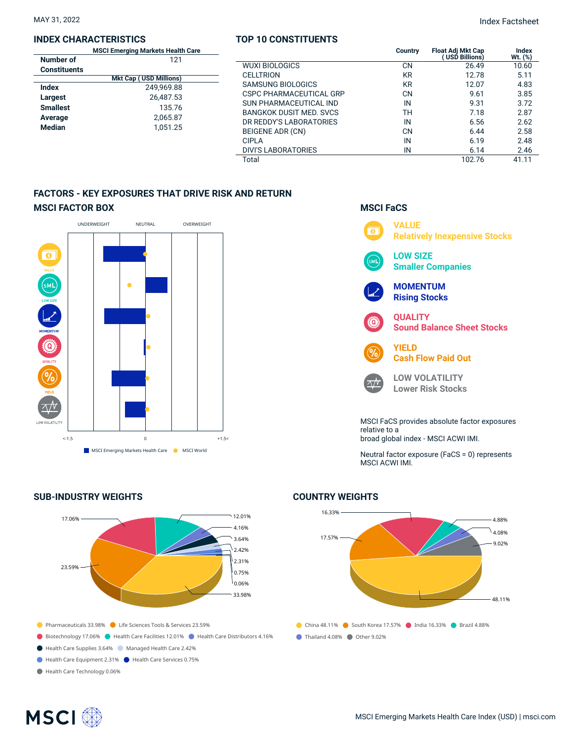MAY 31, 2022

Index Factsheet

## INDEX CHARACTERISTICS

| | MSCI Emerging Markets Health Care |
|---|---|
| **Number of Constituents** | 121 |
| | **Mkt Cap ( USD Millions)** |
| **Index** | 249,969.88 |
| **Largest** | 26,487.53 |
| **Smallest** | 135.76 |
| **Average** | 2,065.87 |
| **Median** | 1,051.25 |

## TOP 10 CONSTITUENTS

| | Country | Float Adj Mkt Cap ( USD Billions) | Index Wt. (%) |
|---|---|---|---|
| WUXI BIOLOGICS | CN | 26.49 | 10.60 |
| CELLTRION | KR | 12.78 | 5.11 |
| SAMSUNG BIOLOGICS | KR | 12.07 | 4.83 |
| CSPC PHARMACEUTICAL GRP | CN | 9.61 | 3.85 |
| SUN PHARMACEUTICAL IND | IN | 9.31 | 3.72 |
| BANGKOK DUSIT MED. SVCS | TH | 7.18 | 2.87 |
| DR REDDY'S LABORATORIES | IN | 6.56 | 2.62 |
| BEIGENE ADR (CN) | CN | 6.44 | 2.58 |
| CIPLA | IN | 6.19 | 2.48 |
| DIVI'S LABORATORIES | IN | 6.14 | 2.46 |
| Total | | 102.76 | 41.11 |

## FACTORS - KEY EXPOSURES THAT DRIVE RISK AND RETURN

### MSCI FACTOR BOX

UNDERWEIGHT NEUTRAL OVERWEIGHT

VALUE, LOW SIZE, MOMENTUM, QUALITY, YIELD, LOW VOLATILITY

<-1.5 0 +1.5<

MSCI Emerging Markets Health Care ● MSCI World

### MSCI FaCS

**VALUE**
**Relatively Inexpensive Stocks**

**LOW SIZE**
**Smaller Companies**

**MOMENTUM**
**Rising Stocks**

**QUALITY**
**Sound Balance Sheet Stocks**

**YIELD**
**Cash Flow Paid Out**

**LOW VOLATILITY**
**Lower Risk Stocks**

MSCI FaCS provides absolute factor exposures relative to a
broad global index - MSCI ACWI IMI.

Neutral factor exposure (FaCS = 0) represents MSCI ACWI IMI.

## SUB-INDUSTRY WEIGHTS

- Pharmaceuticals 33.98%
- Life Sciences Tools & Services 23.59%
- Biotechnology 17.06%
- Health Care Facilities 12.01%
- Health Care Distributors 4.16%
- Health Care Supplies 3.64%
- Managed Health Care 2.42%
- Health Care Equipment 2.31%
- Health Care Services 0.75%
- Health Care Technology 0.06%

## COUNTRY WEIGHTS

- China 48.11%
- South Korea 17.57%
- India 16.33%
- Brazil 4.88%
- Thailand 4.08%
- Other 9.02%

MSCI Emerging Markets Health Care Index (USD) | msci.com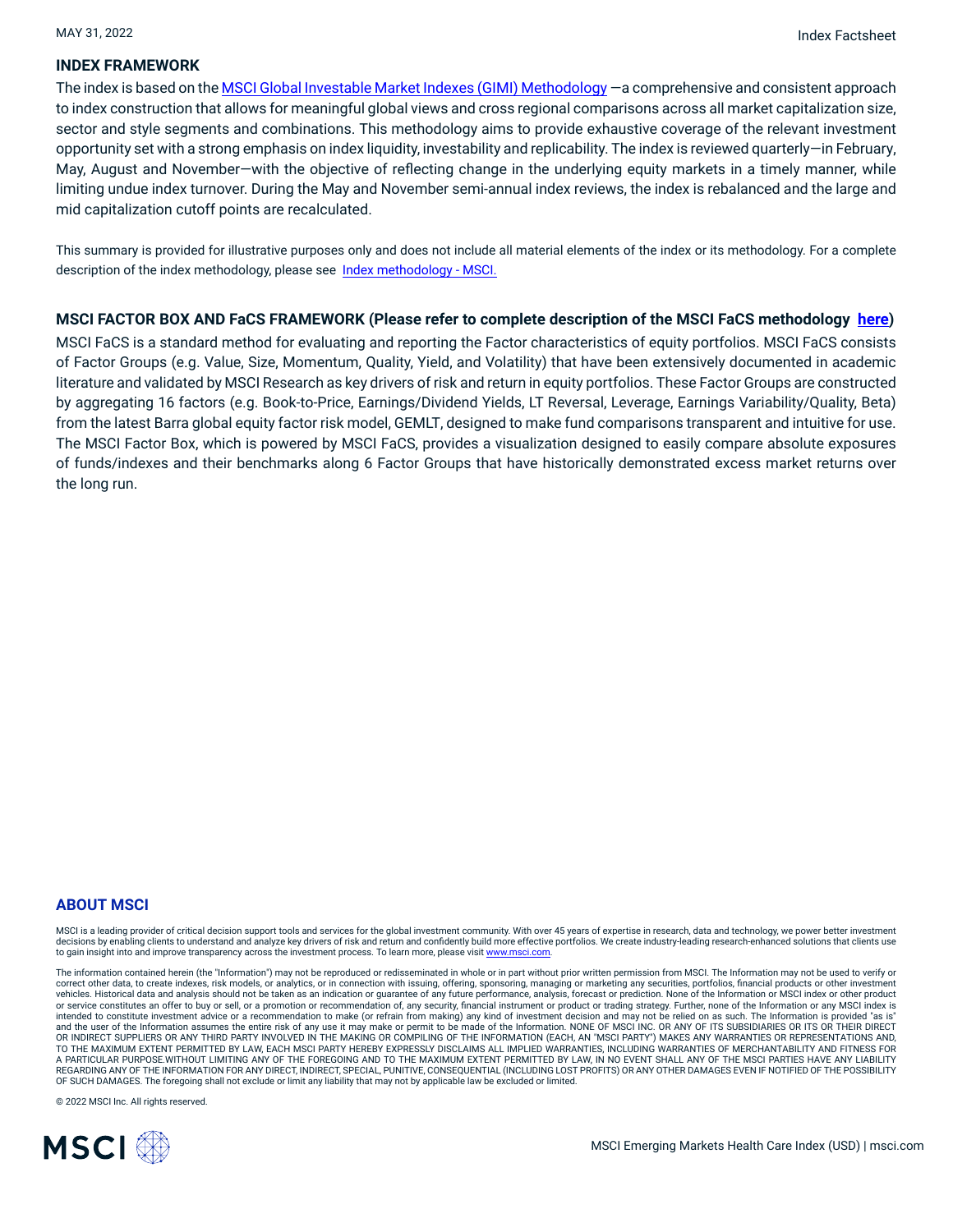## INDEX FRAMEWORK

The index is based on the MSCI Global Investable Market Indexes (GIMI) Methodology —a comprehensive and consistent approach to index construction that allows for meaningful global views and cross regional comparisons across all market capitalization size, sector and style segments and combinations. This methodology aims to provide exhaustive coverage of the relevant investment opportunity set with a strong emphasis on index liquidity, investability and replicability. The index is reviewed quarterly—in February, May, August and November—with the objective of reflecting change in the underlying equity markets in a timely manner, while limiting undue index turnover. During the May and November semi-annual index reviews, the index is rebalanced and the large and mid capitalization cutoff points are recalculated.

This summary is provided for illustrative purposes only and does not include all material elements of the index or its methodology. For a complete description of the index methodology, please see Index methodology - MSCI.

## MSCI FACTOR BOX AND FaCS FRAMEWORK (Please refer to complete description of the MSCI FaCS methodology here)

MSCI FaCS is a standard method for evaluating and reporting the Factor characteristics of equity portfolios. MSCI FaCS consists of Factor Groups (e.g. Value, Size, Momentum, Quality, Yield, and Volatility) that have been extensively documented in academic literature and validated by MSCI Research as key drivers of risk and return in equity portfolios. These Factor Groups are constructed by aggregating 16 factors (e.g. Book-to-Price, Earnings/Dividend Yields, LT Reversal, Leverage, Earnings Variability/Quality, Beta) from the latest Barra global equity factor risk model, GEMLT, designed to make fund comparisons transparent and intuitive for use. The MSCI Factor Box, which is powered by MSCI FaCS, provides a visualization designed to easily compare absolute exposures of funds/indexes and their benchmarks along 6 Factor Groups that have historically demonstrated excess market returns over the long run.

## ABOUT MSCI

MSCI is a leading provider of critical decision support tools and services for the global investment community. With over 45 years of expertise in research, data and technology, we power better investment decisions by enabling clients to understand and analyze key drivers of risk and return and confidently build more effective portfolios. We create industry-leading research-enhanced solutions that clients use to gain insight into and improve transparency across the investment process. To learn more, please visit www.msci.com.

The information contained herein (the "Information") may not be reproduced or redisseminated in whole or in part without prior written permission from MSCI. The Information may not be used to verify or correct other data, to create indexes, risk models, or analytics, or in connection with issuing, offering, sponsoring, managing or marketing any securities, portfolios, financial products or other investment vehicles. Historical data and analysis should not be taken as an indication or guarantee of any future performance, analysis, forecast or prediction. None of the Information or MSCI index or other product or service constitutes an offer to buy or sell, or a promotion or recommendation of, any security, financial instrument or product or trading strategy. Further, none of the Information or any MSCI index is intended to constitute investment advice or a recommendation to make (or refrain from making) any kind of investment decision and may not be relied on as such. The Information is provided "as is" and the user of the Information assumes the entire risk of any use it may make or permit to be made of the Information. NONE OF MSCI INC. OR ANY OF ITS SUBSIDIARIES OR ITS OR THEIR DIRECT OR INDIRECT SUPPLIERS OR ANY THIRD PARTY INVOLVED IN THE MAKING OR COMPILING OF THE INFORMATION (EACH, AN "MSCI PARTY") MAKES ANY WARRANTIES OR REPRESENTATIONS AND, TO THE MAXIMUM EXTENT PERMITTED BY LAW, EACH MSCI PARTY HEREBY EXPRESSLY DISCLAIMS ALL IMPLIED WARRANTIES, INCLUDING WARRANTIES OF MERCHANTABILITY AND FITNESS FOR A PARTICULAR PURPOSE.WITHOUT LIMITING ANY OF THE FOREGOING AND TO THE MAXIMUM EXTENT PERMITTED BY LAW, IN NO EVENT SHALL ANY OF THE MSCI PARTIES HAVE ANY LIABILITY REGARDING ANY OF THE INFORMATION FOR ANY DIRECT, INDIRECT, SPECIAL, PUNITIVE, CONSEQUENTIAL (INCLUDING LOST PROFITS) OR ANY OTHER DAMAGES EVEN IF NOTIFIED OF THE POSSIBILITY OF SUCH DAMAGES. The foregoing shall not exclude or limit any liability that may not by applicable law be excluded or limited.

© 2022 MSCI Inc. All rights reserved.